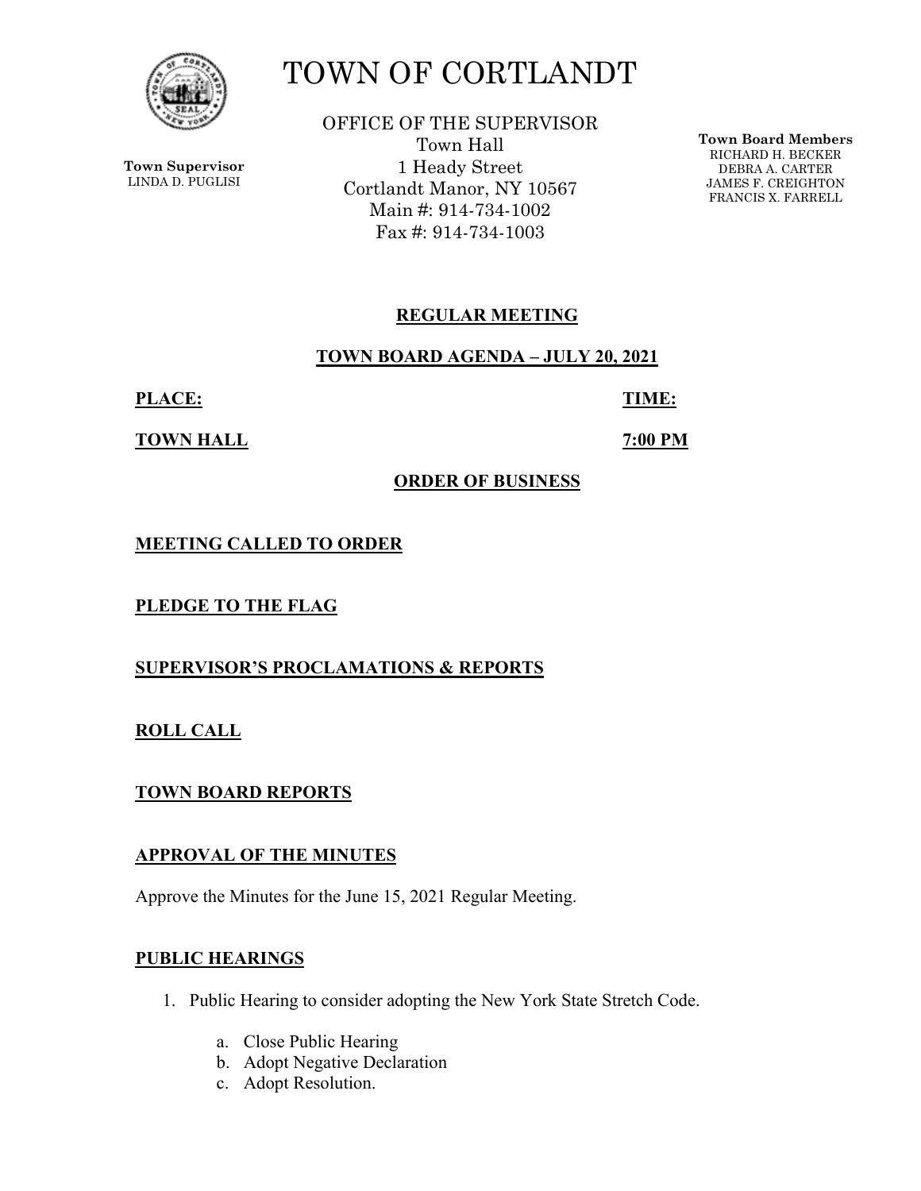# TOWN OF CORTLANDT

**Town Supervisor**
LINDA D. PUGLISI

OFFICE OF THE SUPERVISOR
Town Hall
1 Heady Street
Cortlandt Manor, NY 10567
Main #: 914-734-1002
Fax #: 914-734-1003

**Town Board Members**
RICHARD H. BECKER
DEBRA A. CARTER
JAMES F. CREIGHTON
FRANCIS X. FARRELL

## REGULAR MEETING

## TOWN BOARD AGENDA – JULY 20, 2021

**PLACE:** **TOWN HALL**

**TIME:** **7:00 PM**

## ORDER OF BUSINESS

**MEETING CALLED TO ORDER**

**PLEDGE TO THE FLAG**

**SUPERVISOR'S PROCLAMATIONS & REPORTS**

**ROLL CALL**

**TOWN BOARD REPORTS**

**APPROVAL OF THE MINUTES**

Approve the Minutes for the June 15, 2021 Regular Meeting.

**PUBLIC HEARINGS**

1. Public Hearing to consider adopting the New York State Stretch Code.
   a. Close Public Hearing
   b. Adopt Negative Declaration
   c. Adopt Resolution.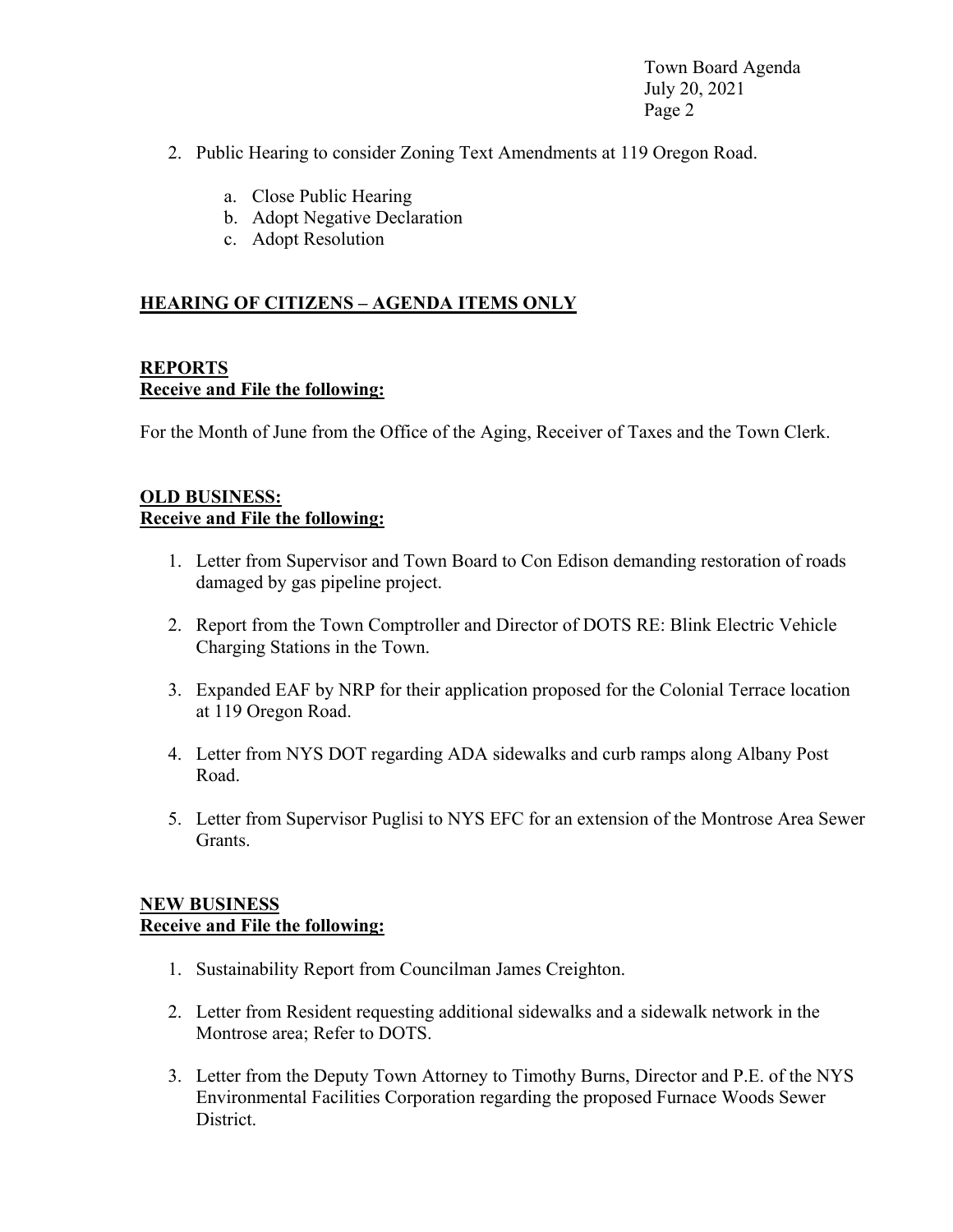2. Public Hearing to consider Zoning Text Amendments at 119 Oregon Road.

    a. Close Public Hearing
    b. Adopt Negative Declaration
    c. Adopt Resolution

## **HEARING OF CITIZENS – AGENDA ITEMS ONLY**

## **REPORTS**
**Receive and File the following:**

For the Month of June from the Office of the Aging, Receiver of Taxes and the Town Clerk.

## **OLD BUSINESS:**
**Receive and File the following:**

1. Letter from Supervisor and Town Board to Con Edison demanding restoration of roads damaged by gas pipeline project.

2. Report from the Town Comptroller and Director of DOTS RE: Blink Electric Vehicle Charging Stations in the Town.

3. Expanded EAF by NRP for their application proposed for the Colonial Terrace location at 119 Oregon Road.

4. Letter from NYS DOT regarding ADA sidewalks and curb ramps along Albany Post Road.

5. Letter from Supervisor Puglisi to NYS EFC for an extension of the Montrose Area Sewer Grants.

## **NEW BUSINESS**
**Receive and File the following:**

1. Sustainability Report from Councilman James Creighton.

2. Letter from Resident requesting additional sidewalks and a sidewalk network in the Montrose area; Refer to DOTS.

3. Letter from the Deputy Town Attorney to Timothy Burns, Director and P.E. of the NYS Environmental Facilities Corporation regarding the proposed Furnace Woods Sewer District.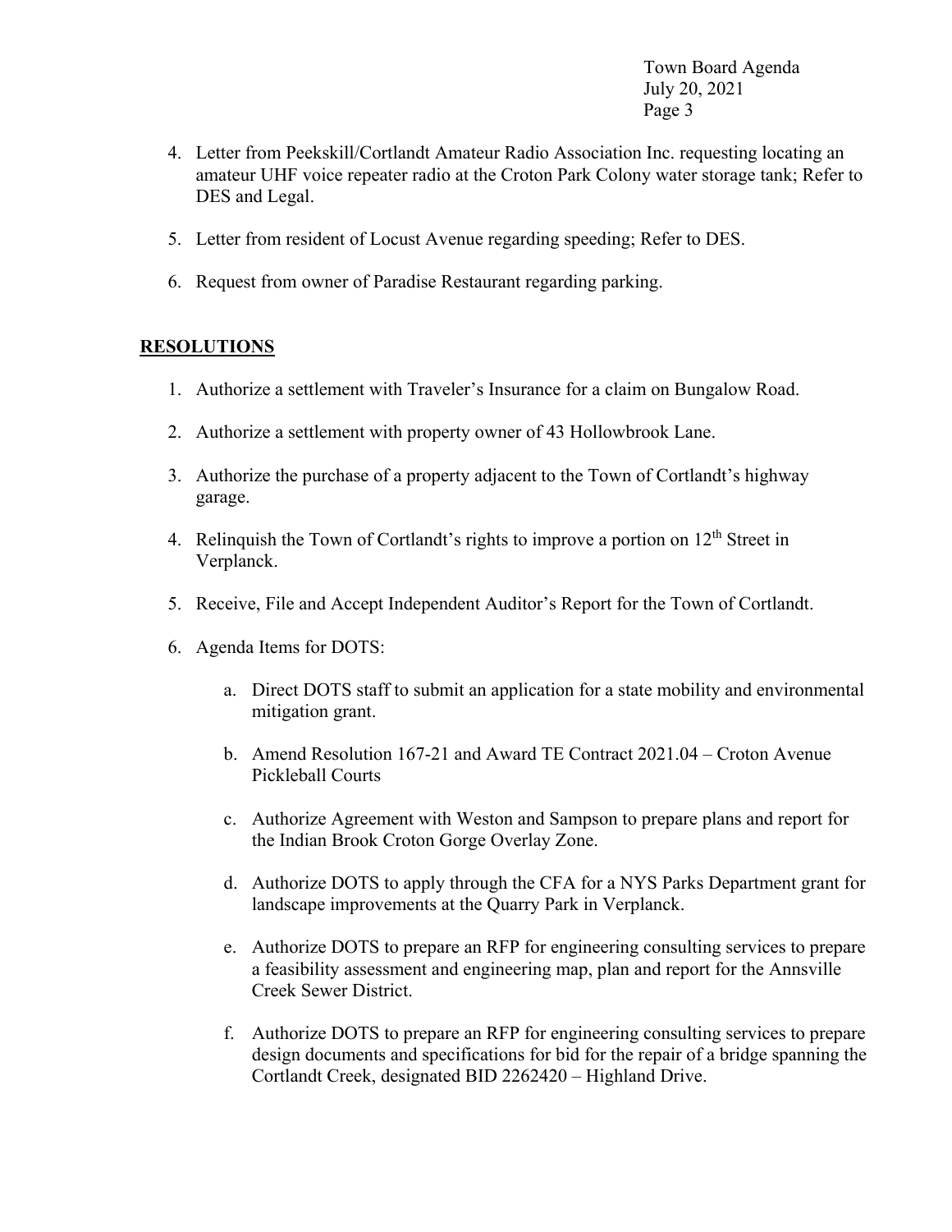4. Letter from Peekskill/Cortlandt Amateur Radio Association Inc. requesting locating an amateur UHF voice repeater radio at the Croton Park Colony water storage tank; Refer to DES and Legal.

5. Letter from resident of Locust Avenue regarding speeding; Refer to DES.

6. Request from owner of Paradise Restaurant regarding parking.

## **RESOLUTIONS**

1. Authorize a settlement with Traveler's Insurance for a claim on Bungalow Road.

2. Authorize a settlement with property owner of 43 Hollowbrook Lane.

3. Authorize the purchase of a property adjacent to the Town of Cortlandt's highway garage.

4. Relinquish the Town of Cortlandt's rights to improve a portion on 12th Street in Verplanck.

5. Receive, File and Accept Independent Auditor's Report for the Town of Cortlandt.

6. Agenda Items for DOTS:

   a. Direct DOTS staff to submit an application for a state mobility and environmental mitigation grant.

   b. Amend Resolution 167-21 and Award TE Contract 2021.04 – Croton Avenue Pickleball Courts

   c. Authorize Agreement with Weston and Sampson to prepare plans and report for the Indian Brook Croton Gorge Overlay Zone.

   d. Authorize DOTS to apply through the CFA for a NYS Parks Department grant for landscape improvements at the Quarry Park in Verplanck.

   e. Authorize DOTS to prepare an RFP for engineering consulting services to prepare a feasibility assessment and engineering map, plan and report for the Annsville Creek Sewer District.

   f. Authorize DOTS to prepare an RFP for engineering consulting services to prepare design documents and specifications for bid for the repair of a bridge spanning the Cortlandt Creek, designated BID 2262420 – Highland Drive.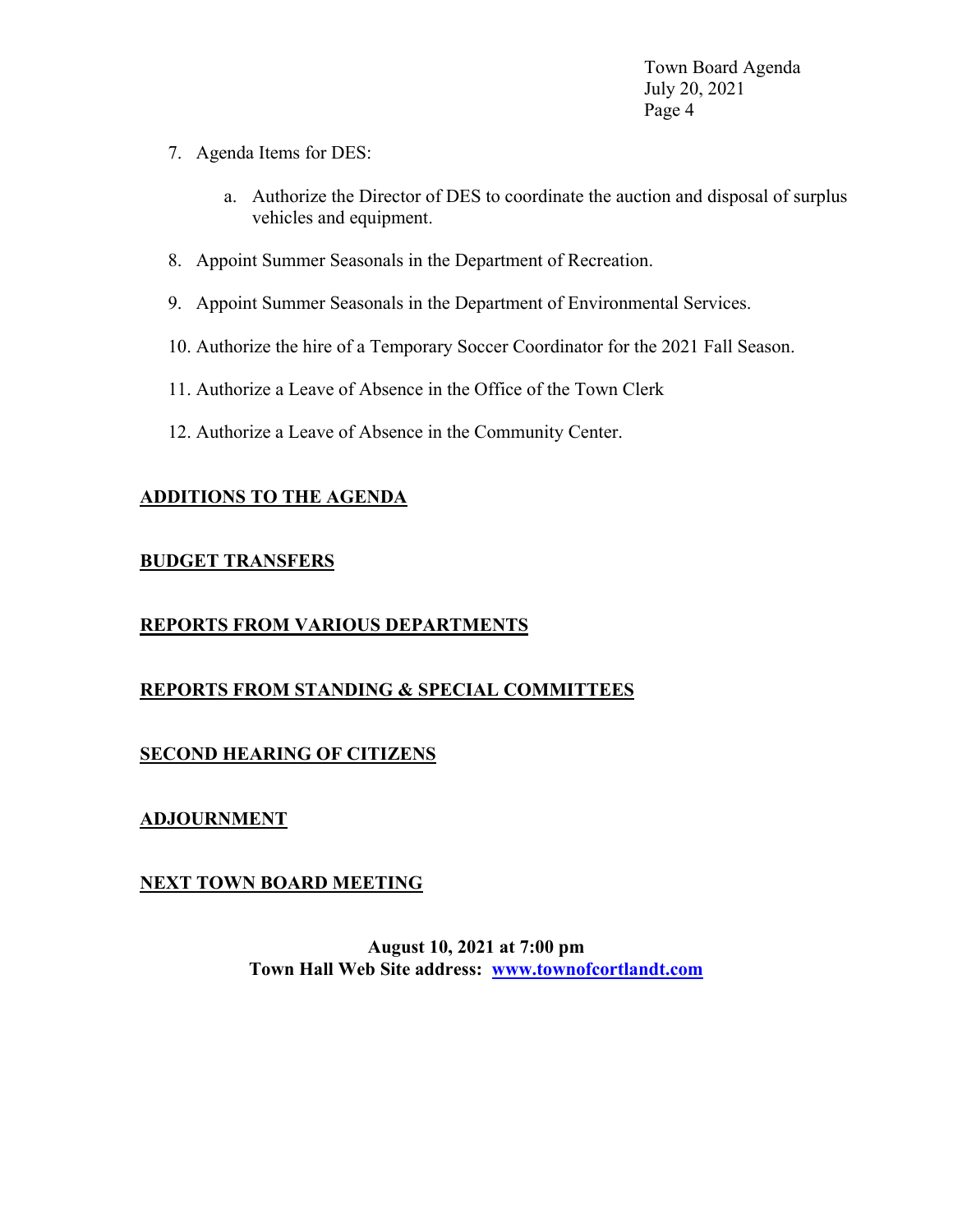7. Agenda Items for DES:

    a. Authorize the Director of DES to coordinate the auction and disposal of surplus vehicles and equipment.

8. Appoint Summer Seasonals in the Department of Recreation.

9. Appoint Summer Seasonals in the Department of Environmental Services.

10. Authorize the hire of a Temporary Soccer Coordinator for the 2021 Fall Season.

11. Authorize a Leave of Absence in the Office of the Town Clerk

12. Authorize a Leave of Absence in the Community Center.

## ADDITIONS TO THE AGENDA

## BUDGET TRANSFERS

## REPORTS FROM VARIOUS DEPARTMENTS

## REPORTS FROM STANDING & SPECIAL COMMITTEES

## SECOND HEARING OF CITIZENS

## ADJOURNMENT

## NEXT TOWN BOARD MEETING

**August 10, 2021 at 7:00 pm**
**Town Hall Web Site address: [www.townofcortlandt.com](http://www.townofcortlandt.com)**